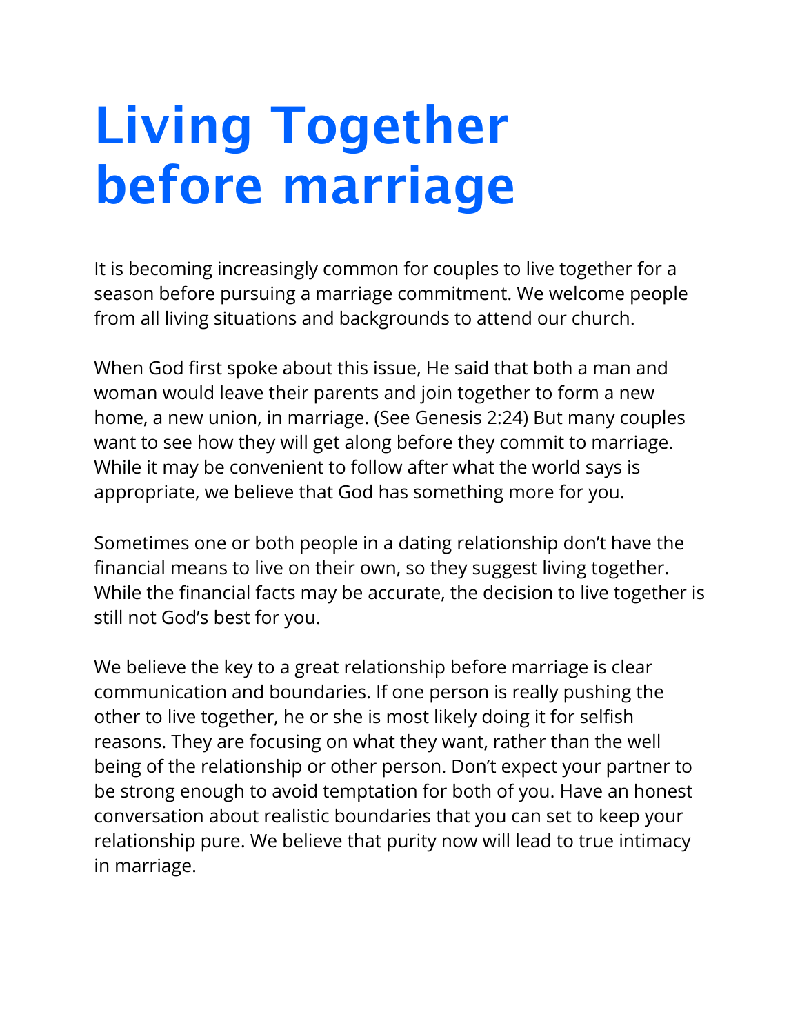# Living Together before marriage

It is becoming increasingly common for couples to live together for a season before pursuing a marriage commitment. We welcome people from all living situations and backgrounds to attend our church.

When God first spoke about this issue, He said that both a man and woman would leave their parents and join together to form a new home, a new union, in marriage. (See Genesis 2:24) But many couples want to see how they will get along before they commit to marriage. While it may be convenient to follow after what the world says is appropriate, we believe that God has something more for you.

Sometimes one or both people in a dating relationship don't have the financial means to live on their own, so they suggest living together. While the financial facts may be accurate, the decision to live together is still not God's best for you.

We believe the key to a great relationship before marriage is clear communication and boundaries. If one person is really pushing the other to live together, he or she is most likely doing it for selfish reasons. They are focusing on what they want, rather than the well being of the relationship or other person. Don't expect your partner to be strong enough to avoid temptation for both of you. Have an honest conversation about realistic boundaries that you can set to keep your relationship pure. We believe that purity now will lead to true intimacy in marriage.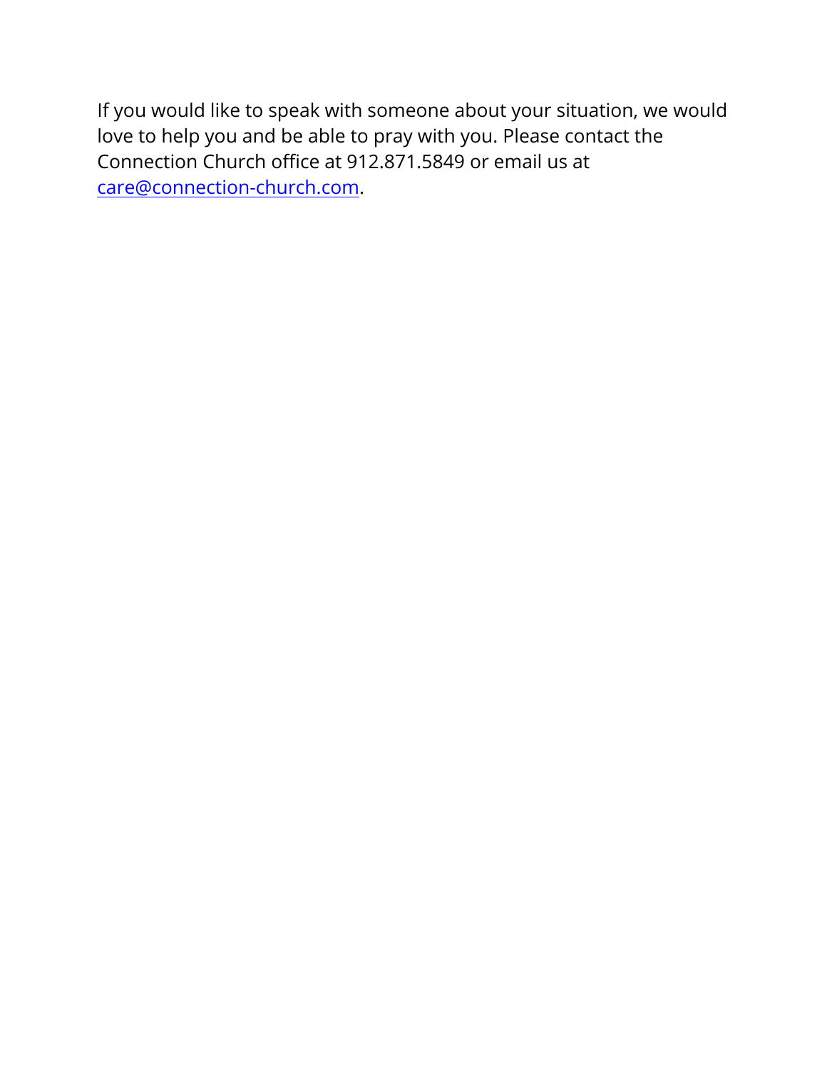If you would like to speak with someone about your situation, we would love to help you and be able to pray with you. Please contact the Connection Church office at 912.871.5849 or email us at care@connection-church.com.